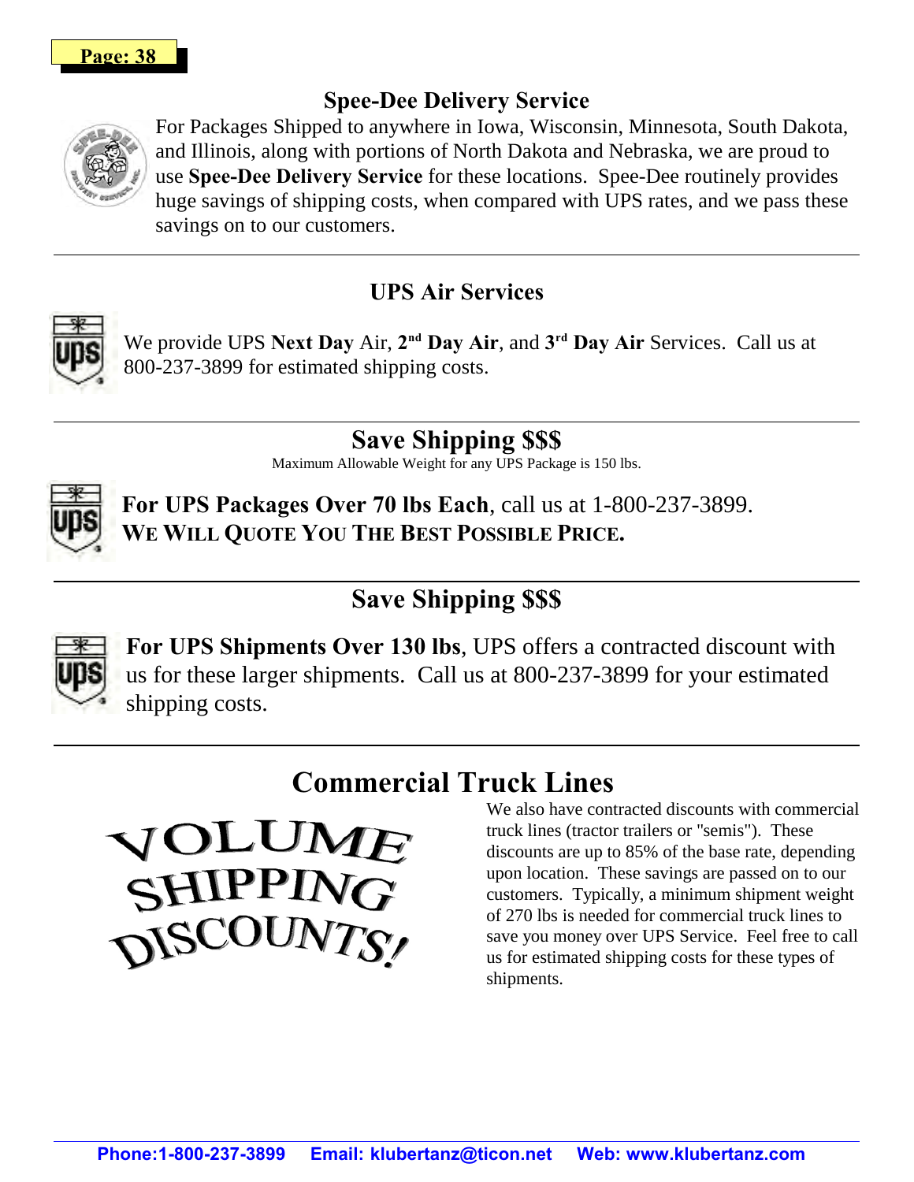## Spee-Dee Delivery Service

For Packages Shipped to anywhere in Iowa, Wisconsin, Minnesota, South Dakota, and Illinois, along with portions of North Dakota and Nebraska, we are proud to use **Spee-Dee Delivery Service** for these locations. Spee-Dee routinely provides huge savings of shipping costs, when compared with UPS rates, and we pass these savings on to our customers.

---

## UPS Air Services

We provide UPS **Next Day** Air, **2nd Day Air**, and **3rd Day Air** Services. Call us at 800-237-3899 for estimated shipping costs.

---

## Save Shipping $$$

Maximum Allowable Weight for any UPS Package is 150 lbs.

**For UPS Packages Over 70 lbs Each**, call us at 1-800-237-3899.
**WE WILL QUOTE YOU THE BEST POSSIBLE PRICE.**

---

## Save Shipping $$$

**For UPS Shipments Over 130 lbs**, UPS offers a contracted discount with us for these larger shipments. Call us at 800-237-3899 for your estimated shipping costs.

---

## Commercial Truck Lines

VOLUME SHIPPING DISCOUNTS!

We also have contracted discounts with commercial truck lines (tractor trailers or "semis"). These discounts are up to 85% of the base rate, depending upon location. These savings are passed on to our customers. Typically, a minimum shipment weight of 270 lbs is needed for commercial truck lines to save you money over UPS Service. Feel free to call us for estimated shipping costs for these types of shipments.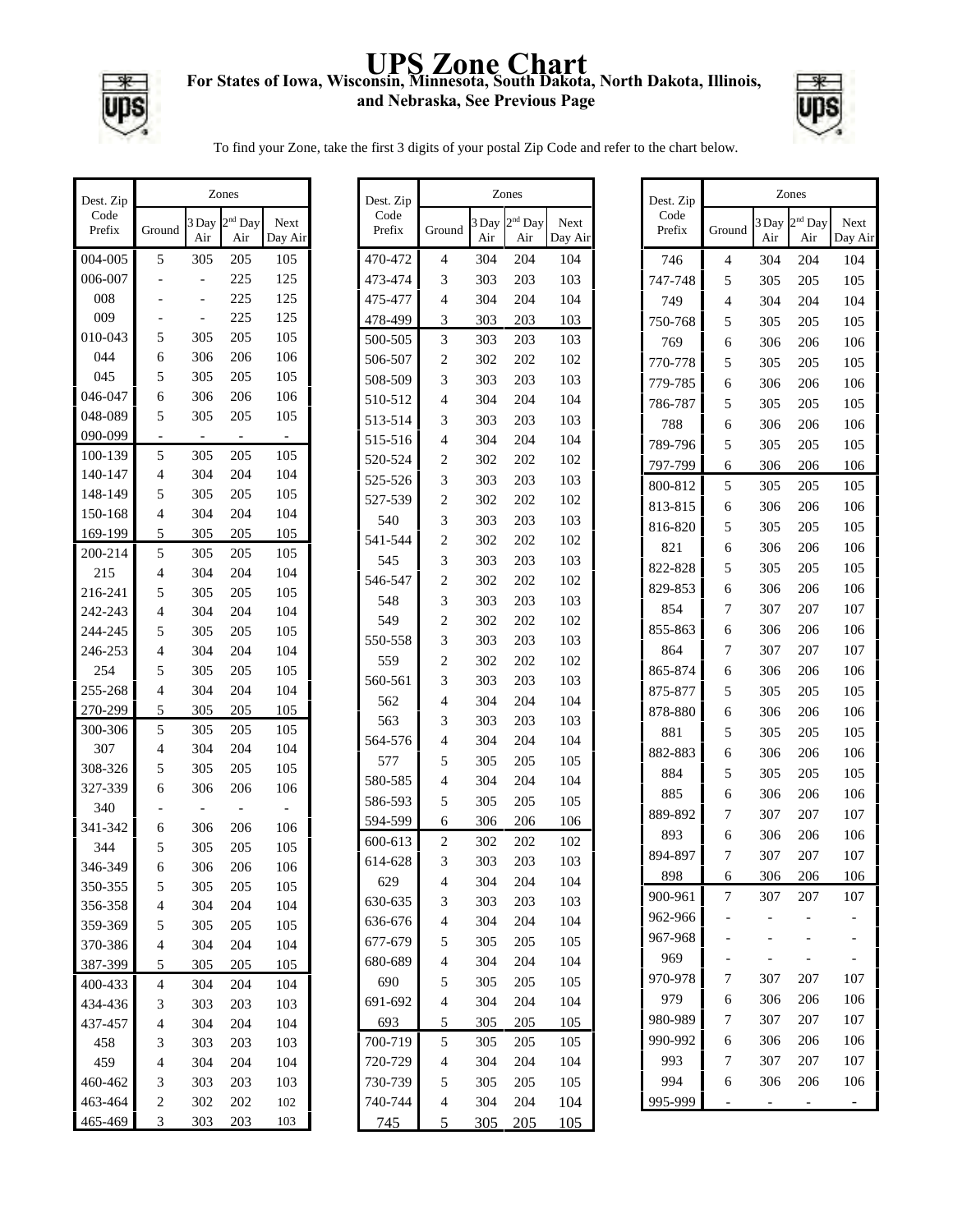# UPS Zone Chart

**For States of Iowa, Wisconsin, Minnesota, South Dakota, North Dakota, Illinois, and Nebraska, See Previous Page**

To find your Zone, take the first 3 digits of your postal Zip Code and refer to the chart below.

| Dest. Zip Code Prefix | Zones | | | |
|---|---|---|---|---|
| | Ground | 3 Day Air | 2nd Day Air | Next Day Air |
| 004-005 | 5 | 305 | 205 | 105 |
| 006-007 | - | - | 225 | 125 |
| 008 | - | - | 225 | 125 |
| 009 | - | - | 225 | 125 |
| 010-043 | 5 | 305 | 205 | 105 |
| 044 | 6 | 306 | 206 | 106 |
| 045 | 5 | 305 | 205 | 105 |
| 046-047 | 6 | 306 | 206 | 106 |
| 048-089 | 5 | 305 | 205 | 105 |
| 090-099 | - | - | - | - |
| 100-139 | 5 | 305 | 205 | 105 |
| 140-147 | 4 | 304 | 204 | 104 |
| 148-149 | 5 | 305 | 205 | 105 |
| 150-168 | 4 | 304 | 204 | 104 |
| 169-199 | 5 | 305 | 205 | 105 |
| 200-214 | 5 | 305 | 205 | 105 |
| 215 | 4 | 304 | 204 | 104 |
| 216-241 | 5 | 305 | 205 | 105 |
| 242-243 | 4 | 304 | 204 | 104 |
| 244-245 | 5 | 305 | 205 | 105 |
| 246-253 | 4 | 304 | 204 | 104 |
| 254 | 5 | 305 | 205 | 105 |
| 255-268 | 4 | 304 | 204 | 104 |
| 270-299 | 5 | 305 | 205 | 105 |
| 300-306 | 5 | 305 | 205 | 105 |
| 307 | 4 | 304 | 204 | 104 |
| 308-326 | 5 | 305 | 205 | 105 |
| 327-339 | 6 | 306 | 206 | 106 |
| 340 | - | - | - | - |
| 341-342 | 6 | 306 | 206 | 106 |
| 344 | 5 | 305 | 205 | 105 |
| 346-349 | 6 | 306 | 206 | 106 |
| 350-355 | 5 | 305 | 205 | 105 |
| 356-358 | 4 | 304 | 204 | 104 |
| 359-369 | 5 | 305 | 205 | 105 |
| 370-386 | 4 | 304 | 204 | 104 |
| 387-399 | 5 | 305 | 205 | 105 |
| 400-433 | 4 | 304 | 204 | 104 |
| 434-436 | 3 | 303 | 203 | 103 |
| 437-457 | 4 | 304 | 204 | 104 |
| 458 | 3 | 303 | 203 | 103 |
| 459 | 4 | 304 | 204 | 104 |
| 460-462 | 3 | 303 | 203 | 103 |
| 463-464 | 2 | 302 | 202 | 102 |
| 465-469 | 3 | 303 | 203 | 103 |
| 470-472 | 4 | 304 | 204 | 104 |
| 473-474 | 3 | 303 | 203 | 103 |
| 475-477 | 4 | 304 | 204 | 104 |
| 478-499 | 3 | 303 | 203 | 103 |
| 500-505 | 3 | 303 | 203 | 103 |
| 506-507 | 2 | 302 | 202 | 102 |
| 508-509 | 3 | 303 | 203 | 103 |
| 510-512 | 4 | 304 | 204 | 104 |
| 513-514 | 3 | 303 | 203 | 103 |
| 515-516 | 4 | 304 | 204 | 104 |
| 520-524 | 2 | 302 | 202 | 102 |
| 525-526 | 3 | 303 | 203 | 103 |
| 527-539 | 2 | 302 | 202 | 102 |
| 540 | 3 | 303 | 203 | 103 |
| 541-544 | 2 | 302 | 202 | 102 |
| 545 | 3 | 303 | 203 | 103 |
| 546-547 | 2 | 302 | 202 | 102 |
| 548 | 3 | 303 | 203 | 103 |
| 549 | 2 | 302 | 202 | 102 |
| 550-558 | 3 | 303 | 203 | 103 |
| 559 | 2 | 302 | 202 | 102 |
| 560-561 | 3 | 303 | 203 | 103 |
| 562 | 4 | 304 | 204 | 104 |
| 563 | 3 | 303 | 203 | 103 |
| 564-576 | 4 | 304 | 204 | 104 |
| 577 | 5 | 305 | 205 | 105 |
| 580-585 | 4 | 304 | 204 | 104 |
| 586-593 | 5 | 305 | 205 | 105 |
| 594-599 | 6 | 306 | 206 | 106 |
| 600-613 | 2 | 302 | 202 | 102 |
| 614-628 | 3 | 303 | 203 | 103 |
| 629 | 4 | 304 | 204 | 104 |
| 630-635 | 3 | 303 | 203 | 103 |
| 636-676 | 4 | 304 | 204 | 104 |
| 677-679 | 5 | 305 | 205 | 105 |
| 680-689 | 4 | 304 | 204 | 104 |
| 690 | 5 | 305 | 205 | 105 |
| 691-692 | 4 | 304 | 204 | 104 |
| 693 | 5 | 305 | 205 | 105 |
| 700-719 | 5 | 305 | 205 | 105 |
| 720-729 | 4 | 304 | 204 | 104 |
| 730-739 | 5 | 305 | 205 | 105 |
| 740-744 | 4 | 304 | 204 | 104 |
| 745 | 5 | 305 | 205 | 105 |
| 746 | 4 | 304 | 204 | 104 |
| 747-748 | 5 | 305 | 205 | 105 |
| 749 | 4 | 304 | 204 | 104 |
| 750-768 | 5 | 305 | 205 | 105 |
| 769 | 6 | 306 | 206 | 106 |
| 770-778 | 5 | 305 | 205 | 105 |
| 779-785 | 6 | 306 | 206 | 106 |
| 786-787 | 5 | 305 | 205 | 105 |
| 788 | 6 | 306 | 206 | 106 |
| 789-796 | 5 | 305 | 205 | 105 |
| 797-799 | 6 | 306 | 206 | 106 |
| 800-812 | 5 | 305 | 205 | 105 |
| 813-815 | 6 | 306 | 206 | 106 |
| 816-820 | 5 | 305 | 205 | 105 |
| 821 | 6 | 306 | 206 | 106 |
| 822-828 | 5 | 305 | 205 | 105 |
| 829-853 | 6 | 306 | 206 | 106 |
| 854 | 7 | 307 | 207 | 107 |
| 855-863 | 6 | 306 | 206 | 106 |
| 864 | 7 | 307 | 207 | 107 |
| 865-874 | 6 | 306 | 206 | 106 |
| 875-877 | 5 | 305 | 205 | 105 |
| 878-880 | 6 | 306 | 206 | 106 |
| 881 | 5 | 305 | 205 | 105 |
| 882-883 | 6 | 306 | 206 | 106 |
| 884 | 5 | 305 | 205 | 105 |
| 885 | 6 | 306 | 206 | 106 |
| 889-892 | 7 | 307 | 207 | 107 |
| 893 | 6 | 306 | 206 | 106 |
| 894-897 | 7 | 307 | 207 | 107 |
| 898 | 6 | 306 | 206 | 106 |
| 900-961 | 7 | 307 | 207 | 107 |
| 962-966 | - | - | - | - |
| 967-968 | - | - | - | - |
| 969 | - | - | - | - |
| 970-978 | 7 | 307 | 207 | 107 |
| 979 | 6 | 306 | 206 | 106 |
| 980-989 | 7 | 307 | 207 | 107 |
| 990-992 | 6 | 306 | 206 | 106 |
| 993 | 7 | 307 | 207 | 107 |
| 994 | 6 | 306 | 206 | 106 |
| 995-999 | - | - | - | - |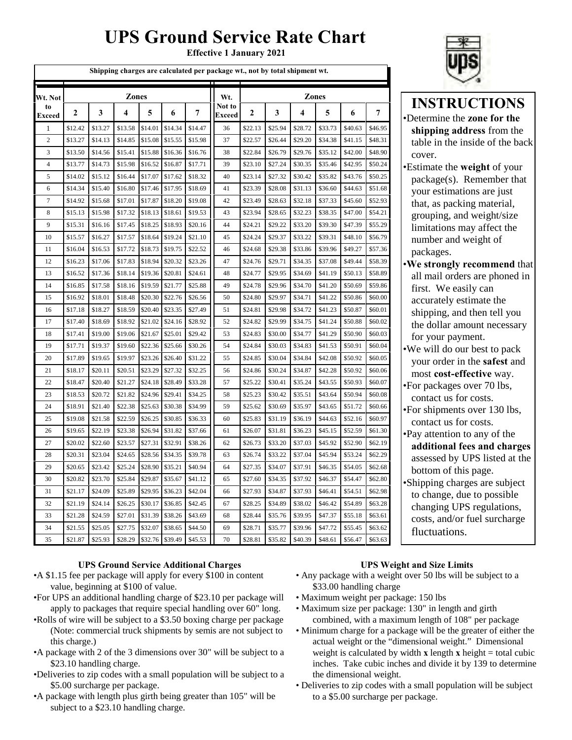# UPS Ground Service Rate Chart

**Effective 1 January 2021**

**Shipping charges are calculated per package wt., not by total shipment wt.**

| Wt. Not to Exceed | Zones | | | | | | Wt. Not to Exceed | Zones | | | | | |
|---|---|---|---|---|---|---|---|---|---|---|---|---|---|
| | 2 | 3 | 4 | 5 | 6 | 7 | | 2 | 3 | 4 | 5 | 6 | 7 |
| 1 | $12.42 | $13.27 | $13.58 | $14.01 | $14.34 | $14.47 | 36 | $22.13 | $25.94 | $28.72 | $33.73 | $40.63 | $46.95 |
| 2 | $13.27 | $14.13 | $14.85 | $15.08 | $15.55 | $15.98 | 37 | $22.57 | $26.44 | $29.20 | $34.38 | $41.15 | $48.31 |
| 3 | $13.50 | $14.56 | $15.41 | $15.88 | $16.36 | $16.76 | 38 | $22.84 | $26.79 | $29.76 | $35.12 | $42.00 | $48.90 |
| 4 | $13.77 | $14.73 | $15.98 | $16.52 | $16.87 | $17.71 | 39 | $23.10 | $27.24 | $30.35 | $35.46 | $42.95 | $50.24 |
| 5 | $14.02 | $15.12 | $16.44 | $17.07 | $17.62 | $18.32 | 40 | $23.14 | $27.32 | $30.42 | $35.82 | $43.76 | $50.25 |
| 6 | $14.34 | $15.40 | $16.80 | $17.46 | $17.95 | $18.69 | 41 | $23.39 | $28.08 | $31.13 | $36.60 | $44.63 | $51.68 |
| 7 | $14.92 | $15.68 | $17.01 | $17.87 | $18.20 | $19.08 | 42 | $23.49 | $28.63 | $32.18 | $37.33 | $45.60 | $52.93 |
| 8 | $15.13 | $15.98 | $17.32 | $18.13 | $18.61 | $19.53 | 43 | $23.94 | $28.65 | $32.23 | $38.35 | $47.00 | $54.21 |
| 9 | $15.31 | $16.16 | $17.45 | $18.25 | $18.93 | $20.16 | 44 | $24.21 | $29.22 | $33.20 | $39.30 | $47.39 | $55.29 |
| 10 | $15.57 | $16.27 | $17.57 | $18.64 | $19.24 | $21.10 | 45 | $24.24 | $29.37 | $33.22 | $39.31 | $48.10 | $56.79 |
| 11 | $16.04 | $16.53 | $17.72 | $18.73 | $19.75 | $22.52 | 46 | $24.68 | $29.38 | $33.86 | $39.96 | $49.27 | $57.36 |
| 12 | $16.23 | $17.06 | $17.83 | $18.94 | $20.32 | $23.26 | 47 | $24.76 | $29.71 | $34.35 | $37.08 | $49.44 | $58.39 |
| 13 | $16.52 | $17.36 | $18.14 | $19.36 | $20.81 | $24.61 | 48 | $24.77 | $29.95 | $34.69 | $41.19 | $50.13 | $58.89 |
| 14 | $16.85 | $17.58 | $18.16 | $19.59 | $21.77 | $25.88 | 49 | $24.78 | $29.96 | $34.70 | $41.20 | $50.69 | $59.86 |
| 15 | $16.92 | $18.01 | $18.48 | $20.30 | $22.76 | $26.56 | 50 | $24.80 | $29.97 | $34.71 | $41.22 | $50.86 | $60.00 |
| 16 | $17.18 | $18.27 | $18.59 | $20.40 | $23.35 | $27.49 | 51 | $24.81 | $29.98 | $34.72 | $41.23 | $50.87 | $60.01 |
| 17 | $17.40 | $18.69 | $18.92 | $21.02 | $24.16 | $28.92 | 52 | $24.82 | $29.99 | $34.75 | $41.24 | $50.88 | $60.02 |
| 18 | $17.41 | $19.00 | $19.06 | $21.67 | $25.01 | $29.42 | 53 | $24.83 | $30.00 | $34.77 | $41.29 | $50.90 | $60.03 |
| 19 | $17.71 | $19.37 | $19.60 | $22.36 | $25.66 | $30.26 | 54 | $24.84 | $30.03 | $34.83 | $41.53 | $50.91 | $60.04 |
| 20 | $17.89 | $19.65 | $19.97 | $23.26 | $26.40 | $31.22 | 55 | $24.85 | $30.04 | $34.84 | $42.08 | $50.92 | $60.05 |
| 21 | $18.17 | $20.11 | $20.51 | $23.29 | $27.32 | $32.25 | 56 | $24.86 | $30.24 | $34.87 | $42.28 | $50.92 | $60.06 |
| 22 | $18.47 | $20.40 | $21.27 | $24.18 | $28.49 | $33.28 | 57 | $25.22 | $30.41 | $35.24 | $43.55 | $50.93 | $60.07 |
| 23 | $18.53 | $20.72 | $21.82 | $24.96 | $29.41 | $34.25 | 58 | $25.23 | $30.42 | $35.51 | $43.64 | $50.94 | $60.08 |
| 24 | $18.91 | $21.40 | $22.38 | $25.63 | $30.38 | $34.99 | 59 | $25.62 | $30.69 | $35.97 | $43.65 | $51.72 | $60.66 |
| 25 | $19.08 | $21.58 | $22.59 | $26.25 | $30.85 | $36.33 | 60 | $25.83 | $31.19 | $36.19 | $44.63 | $52.16 | $60.97 |
| 26 | $19.65 | $22.19 | $23.38 | $26.94 | $31.82 | $37.66 | 61 | $26.07 | $31.81 | $36.23 | $45.15 | $52.59 | $61.30 |
| 27 | $20.02 | $22.60 | $23.57 | $27.31 | $32.91 | $38.26 | 62 | $26.73 | $33.20 | $37.03 | $45.92 | $52.90 | $62.19 |
| 28 | $20.31 | $23.04 | $24.65 | $28.56 | $34.35 | $39.78 | 63 | $26.74 | $33.22 | $37.04 | $45.94 | $53.24 | $62.29 |
| 29 | $20.65 | $23.42 | $25.24 | $28.90 | $35.21 | $40.94 | 64 | $27.35 | $34.07 | $37.91 | $46.35 | $54.05 | $62.68 |
| 30 | $20.82 | $23.70 | $25.84 | $29.87 | $35.67 | $41.12 | 65 | $27.60 | $34.35 | $37.92 | $46.37 | $54.47 | $62.80 |
| 31 | $21.17 | $24.09 | $25.89 | $29.95 | $36.23 | $42.04 | 66 | $27.93 | $34.87 | $37.93 | $46.41 | $54.51 | $62.98 |
| 32 | $21.19 | $24.14 | $26.25 | $30.17 | $36.85 | $42.45 | 67 | $28.25 | $34.89 | $38.02 | $46.42 | $54.89 | $63.28 |
| 33 | $21.28 | $24.59 | $27.01 | $31.39 | $38.26 | $43.69 | 68 | $28.44 | $35.76 | $39.95 | $47.37 | $55.18 | $63.61 |
| 34 | $21.55 | $25.05 | $27.75 | $32.07 | $38.65 | $44.50 | 69 | $28.71 | $35.77 | $39.96 | $47.72 | $55.45 | $63.62 |
| 35 | $21.87 | $25.93 | $28.29 | $32.76 | $39.49 | $45.53 | 70 | $28.81 | $35.82 | $40.39 | $48.61 | $56.47 | $63.63 |

## INSTRUCTIONS

- Determine the **zone for the shipping address** from the table in the inside of the back cover.
- Estimate the **weight** of your package(s). Remember that your estimations are just that, as packing material, grouping, and weight/size limitations may affect the number and weight of packages.
- **We strongly recommend** that all mail orders are phoned in first. We easily can accurately estimate the shipping, and then tell you the dollar amount necessary for your payment.
- We will do our best to pack your order in the **safest** and most **cost-effective** way.
- For packages over 70 lbs, contact us for costs.
- For shipments over 130 lbs, contact us for costs.
- Pay attention to any of the **additional fees and charges** assessed by UPS listed at the bottom of this page.
- Shipping charges are subject to change, due to possible changing UPS regulations, costs, and/or fuel surcharge fluctuations.

### UPS Ground Service Additional Charges

- A $1.15 fee per package will apply for every $100 in content value, beginning at $100 of value.
- For UPS an additional handling charge of $23.10 per package will apply to packages that require special handling over 60" long.
- Rolls of wire will be subject to a $3.50 boxing charge per package (Note: commercial truck shipments by semis are not subject to this charge.)
- A package with 2 of the 3 dimensions over 30" will be subject to a $23.10 handling charge.
- Deliveries to zip codes with a small population will be subject to a $5.00 surcharge per package.
- A package with length plus girth being greater than 105" will be subject to a $23.10 handling charge.

### UPS Weight and Size Limits

- Any package with a weight over 50 lbs will be subject to a $33.00 handling charge
- Maximum weight per package: 150 lbs
- Maximum size per package: 130" in length and girth combined, with a maximum length of 108" per package
- Minimum charge for a package will be the greater of either the actual weight or the "dimensional weight." Dimensional weight is calculated by width **x** length **x** height = total cubic inches. Take cubic inches and divide it by 139 to determine the dimensional weight.
- Deliveries to zip codes with a small population will be subject to a $5.00 surcharge per package.